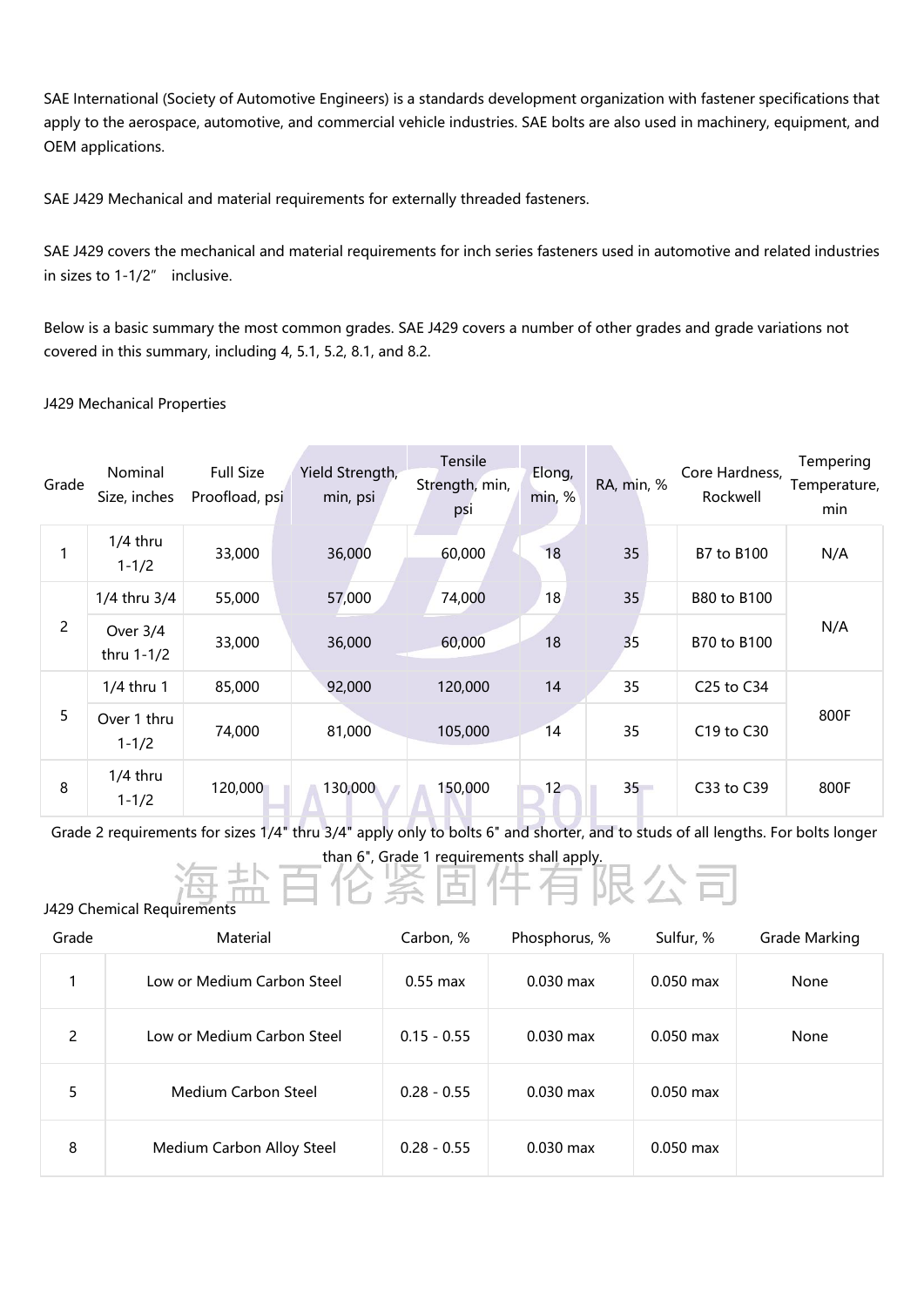SAE International (Society of Automotive Engineers) is a standards development organization with fastener specifications that apply to the aerospace, automotive, and commercial vehicle industries. SAE bolts are also used in machinery, equipment, and OEM applications.

SAE J429 Mechanical and material requirements for externally threaded fasteners.

SAE J429 covers the mechanical and material requirements for inch series fasteners used in automotive and related industries in sizes to 1-1/2" inclusive.

Below is a basic summary the most common grades. SAE J429 covers a number of other grades and grade variations not covered in this summary, including 4, 5.1, 5.2, 8.1, and 8.2.

J429 Mechanical Properties

| Grade | Nominal Size, inches | Full Size Proofload, psi | Yield Strength, min, psi | Tensile Strength, min, psi | Elong, min, % | RA, min, % | Core Hardness, Rockwell | Tempering Temperature, min |
|---|---|---|---|---|---|---|---|---|
| 1 | 1/4 thru 1-1/2 | 33,000 | 36,000 | 60,000 | 18 | 35 | B7 to B100 | N/A |
| 2 | 1/4 thru 3/4 | 55,000 | 57,000 | 74,000 | 18 | 35 | B80 to B100 | N/A |
| | Over 3/4 thru 1-1/2 | 33,000 | 36,000 | 60,000 | 18 | 35 | B70 to B100 | |
| 5 | 1/4 thru 1 | 85,000 | 92,000 | 120,000 | 14 | 35 | C25 to C34 | 800F |
| | Over 1 thru 1-1/2 | 74,000 | 81,000 | 105,000 | 14 | 35 | C19 to C30 | |
| 8 | 1/4 thru 1-1/2 | 120,000 | 130,000 | 150,000 | 12 | 35 | C33 to C39 | 800F |

Grade 2 requirements for sizes 1/4" thru 3/4" apply only to bolts 6" and shorter, and to studs of all lengths. For bolts longer than 6", Grade 1 requirements shall apply.

J429 Chemical Requirements

| Grade | Material | Carbon, % | Phosphorus, % | Sulfur, % | Grade Marking |
|---|---|---|---|---|---|
| 1 | Low or Medium Carbon Steel | 0.55 max | 0.030 max | 0.050 max | None |
| 2 | Low or Medium Carbon Steel | 0.15 - 0.55 | 0.030 max | 0.050 max | None |
| 5 | Medium Carbon Steel | 0.28 - 0.55 | 0.030 max | 0.050 max | |
| 8 | Medium Carbon Alloy Steel | 0.28 - 0.55 | 0.030 max | 0.050 max | |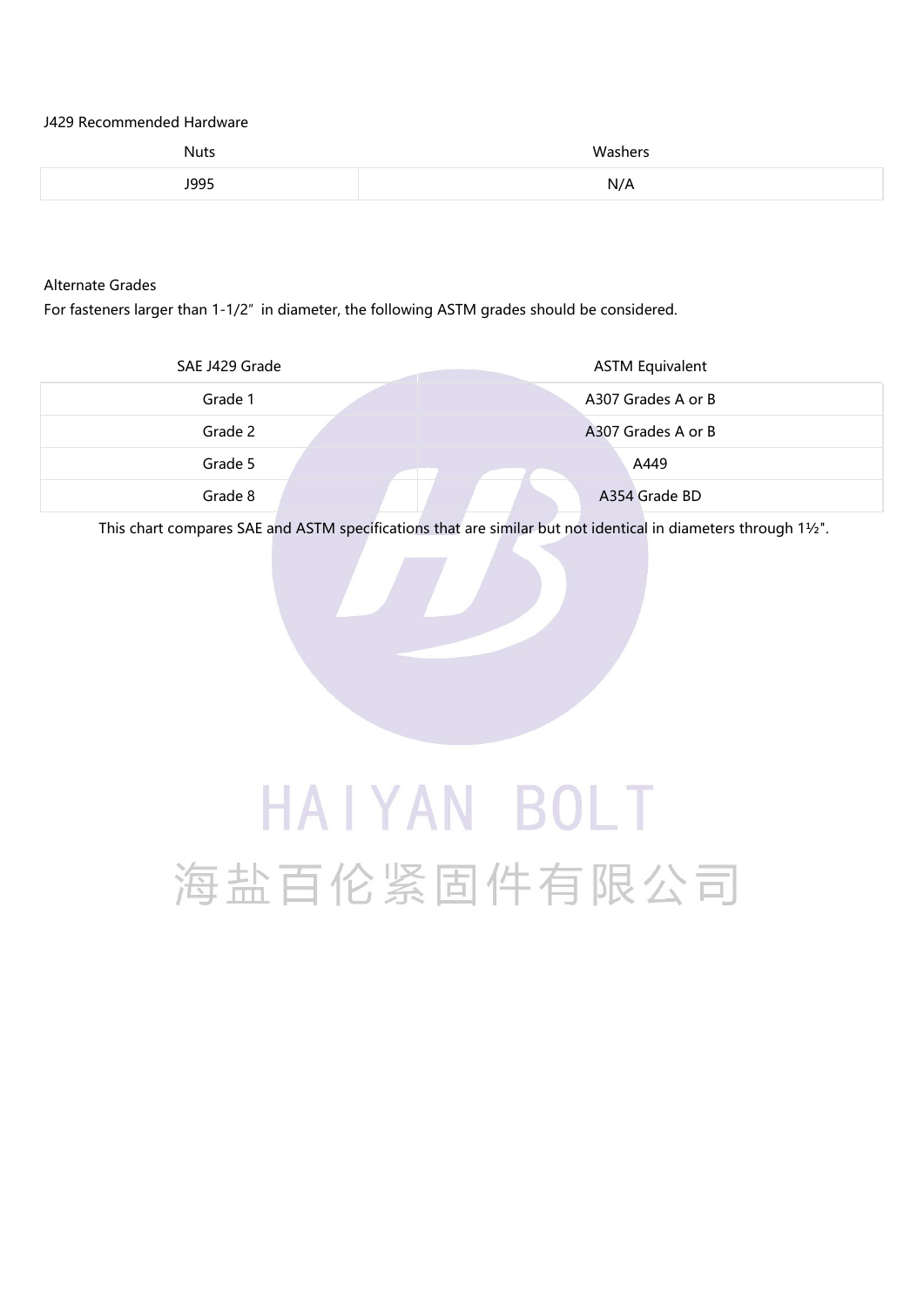J429 Recommended Hardware

| Nuts | Washers |
| --- | --- |
| J995 | N/A |

Alternate Grades

For fasteners larger than 1-1/2" in diameter, the following ASTM grades should be considered.

| SAE J429 Grade | ASTM Equivalent |
| --- | --- |
| Grade 1 | A307 Grades A or B |
| Grade 2 | A307 Grades A or B |
| Grade 5 | A449 |
| Grade 8 | A354 Grade BD |

This chart compares SAE and ASTM specifications that are similar but not identical in diameters through 1½".